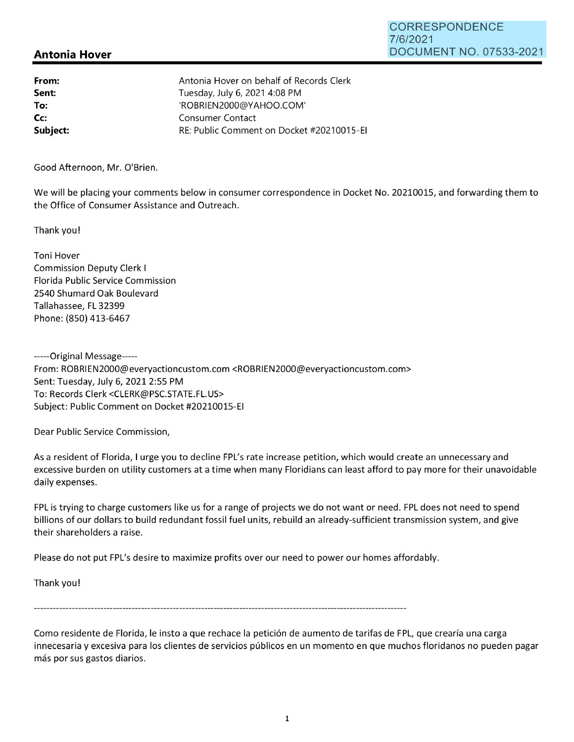CORRESPONDENCE
7/6/2021
DOCUMENT NO. 07533-2021

## Antonia Hover

| | |
|---|---|
| **From:** | Antonia Hover on behalf of Records Clerk |
| **Sent:** | Tuesday, July 6, 2021 4:08 PM |
| **To:** | 'ROBRIEN2000@YAHOO.COM' |
| **Cc:** | Consumer Contact |
| **Subject:** | RE: Public Comment on Docket #20210015-EI |

Good Afternoon, Mr. O'Brien.

We will be placing your comments below in consumer correspondence in Docket No. 20210015, and forwarding them to the Office of Consumer Assistance and Outreach.

Thank you!

Toni Hover
Commission Deputy Clerk I
Florida Public Service Commission
2540 Shumard Oak Boulevard
Tallahassee, FL 32399
Phone: (850) 413-6467

-----Original Message-----
From: ROBRIEN2000@everyactioncustom.com <ROBRIEN2000@everyactioncustom.com>
Sent: Tuesday, July 6, 2021 2:55 PM
To: Records Clerk <CLERK@PSC.STATE.FL.US>
Subject: Public Comment on Docket #20210015-EI

Dear Public Service Commission,

As a resident of Florida, I urge you to decline FPL's rate increase petition, which would create an unnecessary and excessive burden on utility customers at a time when many Floridians can least afford to pay more for their unavoidable daily expenses.

FPL is trying to charge customers like us for a range of projects we do not want or need. FPL does not need to spend billions of our dollars to build redundant fossil fuel units, rebuild an already-sufficient transmission system, and give their shareholders a raise.

Please do not put FPL's desire to maximize profits over our need to power our homes affordably.

Thank you!

---

Como residente de Florida, le insto a que rechace la petición de aumento de tarifas de FPL, que crearía una carga innecesaria y excesiva para los clientes de servicios públicos en un momento en que muchos floridanos no pueden pagar más por sus gastos diarios.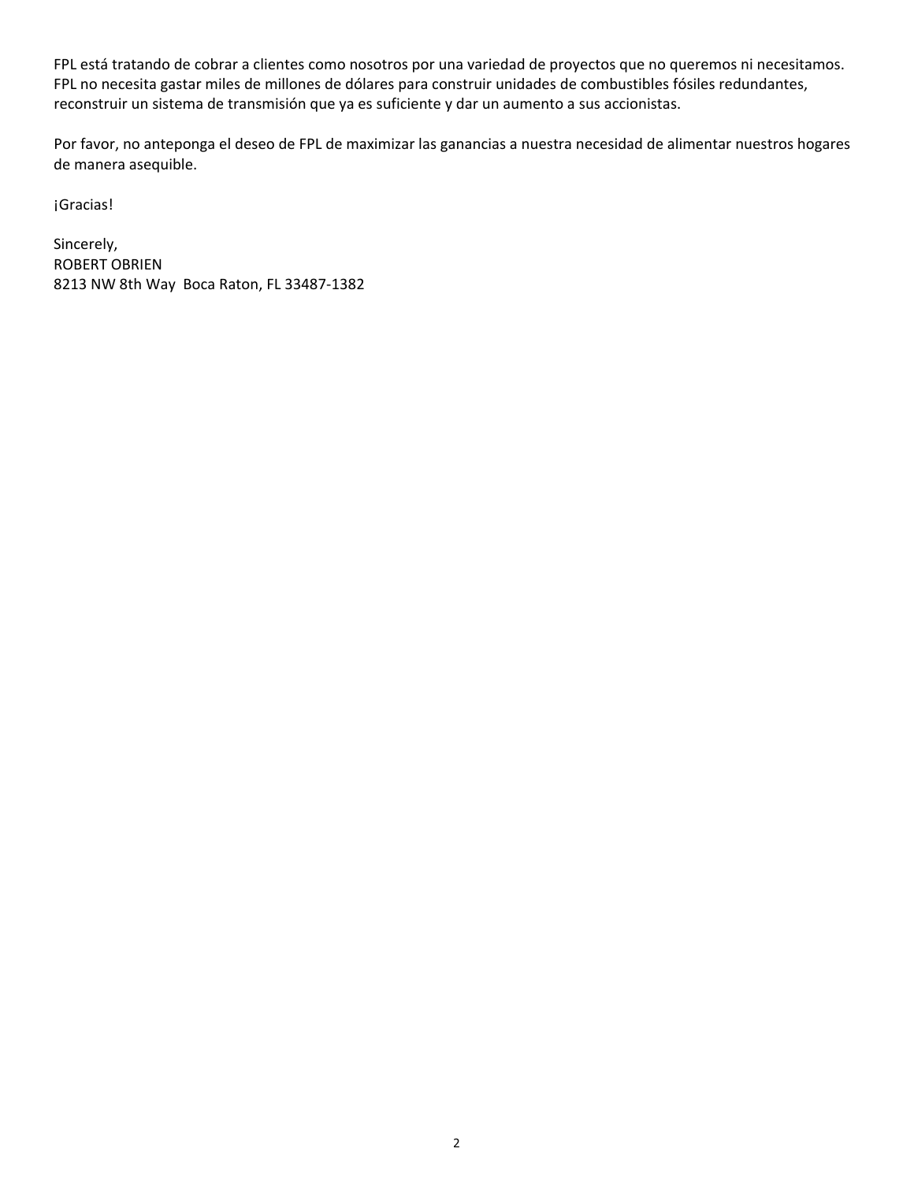FPL está tratando de cobrar a clientes como nosotros por una variedad de proyectos que no queremos ni necesitamos. FPL no necesita gastar miles de millones de dólares para construir unidades de combustibles fósiles redundantes, reconstruir un sistema de transmisión que ya es suficiente y dar un aumento a sus accionistas.

Por favor, no anteponga el deseo de FPL de maximizar las ganancias a nuestra necesidad de alimentar nuestros hogares de manera asequible.

¡Gracias!

Sincerely,  
ROBERT OBRIEN  
8213 NW 8th Way  Boca Raton, FL 33487-1382